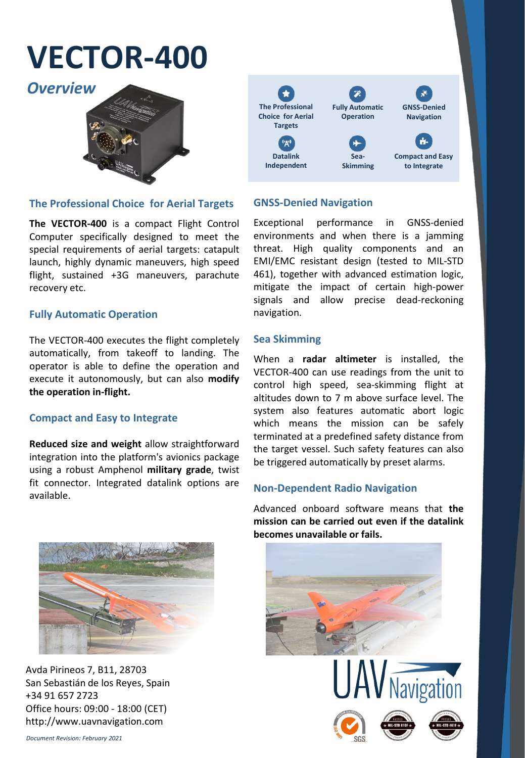# VECTOR-400

## *Overview*

| The Professional Choice for Aerial Targets | Fully Automatic Operation | GNSS-Denied Navigation |
|---|---|---|
| Datalink Independent | Sea-Skimming | Compact and Easy to Integrate |

### The Professional Choice for Aerial Targets

**The VECTOR-400** is a compact Flight Control Computer specifically designed to meet the special requirements of aerial targets: catapult launch, highly dynamic maneuvers, high speed flight, sustained +3G maneuvers, parachute recovery etc.

### Fully Automatic Operation

The VECTOR-400 executes the flight completely automatically, from takeoff to landing. The operator is able to define the operation and execute it autonomously, but can also **modify the operation in-flight.**

### Compact and Easy to Integrate

**Reduced size and weight** allow straightforward integration into the platform's avionics package using a robust Amphenol **military grade**, twist fit connector. Integrated datalink options are available.

### GNSS-Denied Navigation

Exceptional performance in GNSS-denied environments and when there is a jamming threat. High quality components and an EMI/EMC resistant design (tested to MIL-STD 461), together with advanced estimation logic, mitigate the impact of certain high-power signals and allow precise dead-reckoning navigation.

### Sea Skimming

When a **radar altimeter** is installed, the VECTOR-400 can use readings from the unit to control high speed, sea-skimming flight at altitudes down to 7 m above surface level. The system also features automatic abort logic which means the mission can be safely terminated at a predefined safety distance from the target vessel. Such safety features can also be triggered automatically by preset alarms.

### Non-Dependent Radio Navigation

Advanced onboard software means that **the mission can be carried out even if the datalink becomes unavailable or fails.**

Avda Pirineos 7, B11, 28703
San Sebastián de los Reyes, Spain
+34 91 657 2723
Office hours: 09:00 - 18:00 (CET)
http://www.uavnavigation.com

*Document Revision: February 2021*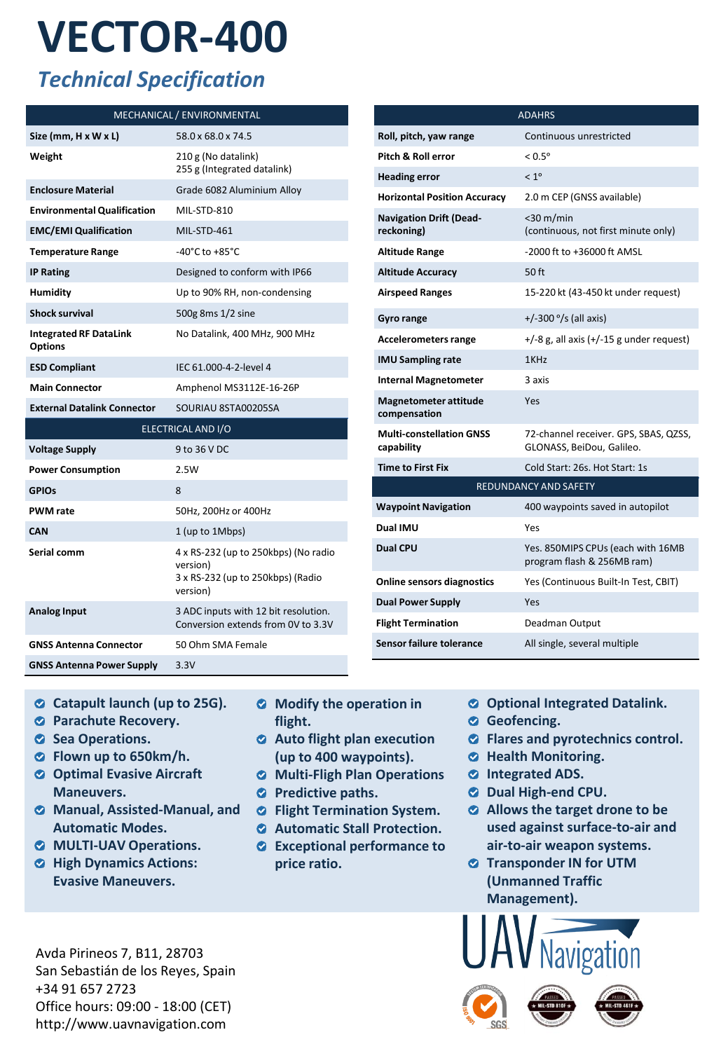# VECTOR-400

## *Technical Specification*

| MECHANICAL / ENVIRONMENTAL | |
|---|---|
| **Size (mm, H x W x L)** | 58.0 x 68.0 x 74.5 |
| **Weight** | 210 g (No datalink)<br>255 g (Integrated datalink) |
| **Enclosure Material** | Grade 6082 Aluminium Alloy |
| **Environmental Qualification** | MIL-STD-810 |
| **EMC/EMI Qualification** | MIL-STD-461 |
| **Temperature Range** | -40°C to +85°C |
| **IP Rating** | Designed to conform with IP66 |
| **Humidity** | Up to 90% RH, non-condensing |
| **Shock survival** | 500g 8ms 1/2 sine |
| **Integrated RF DataLink Options** | No Datalink, 400 MHz, 900 MHz |
| **ESD Compliant** | IEC 61.000-4-2-level 4 |
| **Main Connector** | Amphenol MS3112E-16-26P |
| **External Datalink Connector** | SOURIAU 8STA00205SA |
| ELECTRICAL AND I/O | |
| **Voltage Supply** | 9 to 36 V DC |
| **Power Consumption** | 2.5W |
| **GPIOs** | 8 |
| **PWM rate** | 50Hz, 200Hz or 400Hz |
| **CAN** | 1 (up to 1Mbps) |
| **Serial comm** | 4 x RS-232 (up to 250kbps) (No radio version)<br>3 x RS-232 (up to 250kbps) (Radio version) |
| **Analog Input** | 3 ADC inputs with 12 bit resolution. Conversion extends from 0V to 3.3V |
| **GNSS Antenna Connector** | 50 Ohm SMA Female |
| **GNSS Antenna Power Supply** | 3.3V |

| ADAHRS | |
|---|---|
| **Roll, pitch, yaw range** | Continuous unrestricted |
| **Pitch & Roll error** | < 0.5° |
| **Heading error** | < 1° |
| **Horizontal Position Accuracy** | 2.0 m CEP (GNSS available) |
| **Navigation Drift (Dead-reckoning)** | <30 m/min<br>(continuous, not first minute only) |
| **Altitude Range** | -2000 ft to +36000 ft AMSL |
| **Altitude Accuracy** | 50 ft |
| **Airspeed Ranges** | 15-220 kt (43-450 kt under request) |
| **Gyro range** | +/-300 °/s (all axis) |
| **Accelerometers range** | +/-8 g, all axis (+/-15 g under request) |
| **IMU Sampling rate** | 1KHz |
| **Internal Magnetometer** | 3 axis |
| **Magnetometer attitude compensation** | Yes |
| **Multi-constellation GNSS capability** | 72-channel receiver. GPS, SBAS, QZSS, GLONASS, BeiDou, Galileo. |
| **Time to First Fix** | Cold Start: 26s. Hot Start: 1s |
| REDUNDANCY AND SAFETY | |
| **Waypoint Navigation** | 400 waypoints saved in autopilot |
| **Dual IMU** | Yes |
| **Dual CPU** | Yes. 850MIPS CPUs (each with 16MB program flash & 256MB ram) |
| **Online sensors diagnostics** | Yes (Continuous Built-In Test, CBIT) |
| **Dual Power Supply** | Yes |
| **Flight Termination** | Deadman Output |
| **Sensor failure tolerance** | All single, several multiple |

- **Catapult launch (up to 25G).**
- **Parachute Recovery.**
- **Sea Operations.**
- **Flown up to 650km/h.**
- **Optimal Evasive Aircraft Maneuvers.**
- **Manual, Assisted-Manual, and Automatic Modes.**
- **MULTI-UAV Operations.**
- **High Dynamics Actions: Evasive Maneuvers.**
- **Modify the operation in flight.**
- **Auto flight plan execution (up to 400 waypoints).**
- **Multi-Fligh Plan Operations**
- **Predictive paths.**
- **Flight Termination System.**
- **Automatic Stall Protection.**
- **Exceptional performance to price ratio.**
- **Optional Integrated Datalink.**
- **Geofencing.**
- **Flares and pyrotechnics control.**
- **Health Monitoring.**
- **Integrated ADS.**
- **Dual High-end CPU.**
- **Allows the target drone to be used against surface-to-air and air-to-air weapon systems.**
- **Transponder IN for UTM (Unmanned Traffic Management).**

Avda Pirineos 7, B11, 28703
San Sebastián de los Reyes, Spain
+34 91 657 2723
Office hours: 09:00 - 18:00 (CET)
http://www.uavnavigation.com

UAV Navigation